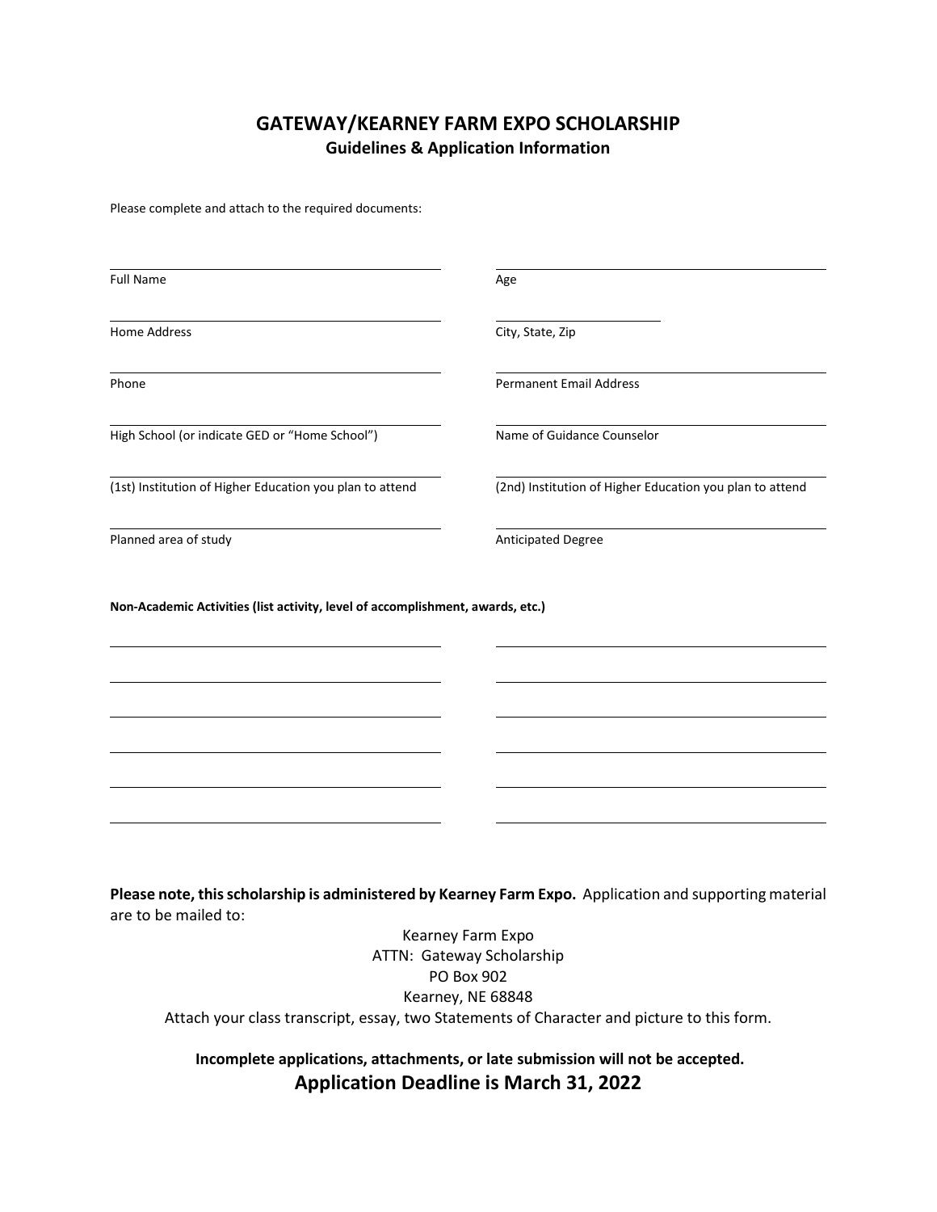# GATEWAY/KEARNEY FARM EXPO SCHOLARSHIP

## Guidelines & Application Information

Please complete and attach to the required documents:

| | |
|---|---|
| Full Name: ______________________ | Age: ______________________ |
| Home Address: ______________________ | City, State, Zip: ______________________ |
| Phone: ______________________ | Permanent Email Address: ______________________ |
| High School (or indicate GED or "Home School"): ______________________ | Name of Guidance Counselor: ______________________ |
| (1st) Institution of Higher Education you plan to attend: ______________________ | (2nd) Institution of Higher Education you plan to attend: ______________________ |
| Planned area of study: ______________________ | Anticipated Degree: ______________________ |

**Non-Academic Activities (list activity, level of accomplishment, awards, etc.)**

______________________ ______________________

______________________ ______________________

______________________ ______________________

______________________ ______________________

______________________ ______________________

______________________ ______________________

**Please note, this scholarship is administered by Kearney Farm Expo.** Application and supporting material are to be mailed to:

Kearney Farm Expo
ATTN: Gateway Scholarship
PO Box 902
Kearney, NE 68848

Attach your class transcript, essay, two Statements of Character and picture to this form.

**Incomplete applications, attachments, or late submission will not be accepted.**

**Application Deadline is March 31, 2022**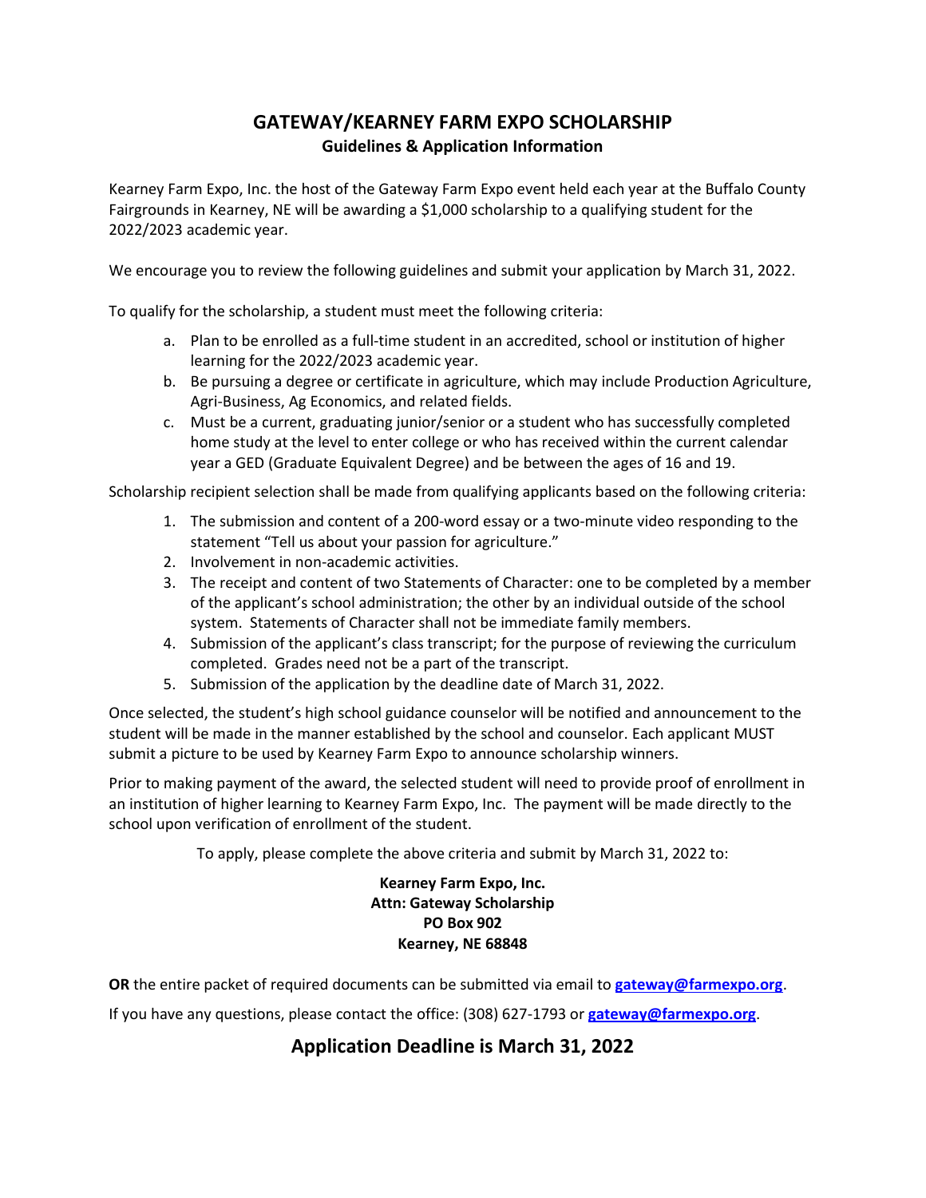# GATEWAY/KEARNEY FARM EXPO SCHOLARSHIP

## Guidelines & Application Information

Kearney Farm Expo, Inc. the host of the Gateway Farm Expo event held each year at the Buffalo County Fairgrounds in Kearney, NE will be awarding a $1,000 scholarship to a qualifying student for the 2022/2023 academic year.

We encourage you to review the following guidelines and submit your application by March 31, 2022.

To qualify for the scholarship, a student must meet the following criteria:

a. Plan to be enrolled as a full-time student in an accredited, school or institution of higher learning for the 2022/2023 academic year.
b. Be pursuing a degree or certificate in agriculture, which may include Production Agriculture, Agri-Business, Ag Economics, and related fields.
c. Must be a current, graduating junior/senior or a student who has successfully completed home study at the level to enter college or who has received within the current calendar year a GED (Graduate Equivalent Degree) and be between the ages of 16 and 19.

Scholarship recipient selection shall be made from qualifying applicants based on the following criteria:

1. The submission and content of a 200-word essay or a two-minute video responding to the statement "Tell us about your passion for agriculture."
2. Involvement in non-academic activities.
3. The receipt and content of two Statements of Character: one to be completed by a member of the applicant's school administration; the other by an individual outside of the school system. Statements of Character shall not be immediate family members.
4. Submission of the applicant's class transcript; for the purpose of reviewing the curriculum completed. Grades need not be a part of the transcript.
5. Submission of the application by the deadline date of March 31, 2022.

Once selected, the student's high school guidance counselor will be notified and announcement to the student will be made in the manner established by the school and counselor. Each applicant MUST submit a picture to be used by Kearney Farm Expo to announce scholarship winners.

Prior to making payment of the award, the selected student will need to provide proof of enrollment in an institution of higher learning to Kearney Farm Expo, Inc. The payment will be made directly to the school upon verification of enrollment of the student.

To apply, please complete the above criteria and submit by March 31, 2022 to:

**Kearney Farm Expo, Inc.**
**Attn: Gateway Scholarship**
**PO Box 902**
**Kearney, NE 68848**

**OR** the entire packet of required documents can be submitted via email to **gateway@farmexpo.org**.

If you have any questions, please contact the office: (308) 627-1793 or **gateway@farmexpo.org**.

## Application Deadline is March 31, 2022